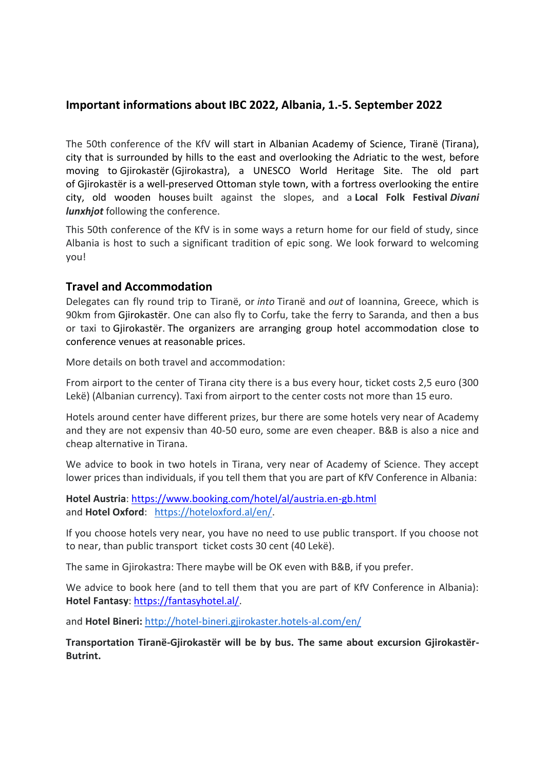## Important informations about IBC 2022, Albania, 1.-5. September 2022

The 50th conference of the KfV will start in Albanian Academy of Science, Tiranë (Tirana), city that is surrounded by hills to the east and overlooking the Adriatic to the west, before moving to Gjirokastër (Gjirokastra), a UNESCO World Heritage Site. The old part of Gjirokastër is a well-preserved Ottoman style town, with a fortress overlooking the entire city, old wooden houses built against the slopes, and a **Local Folk Festival *Divani lunxhjot*** following the conference.

This 50th conference of the KfV is in some ways a return home for our field of study, since Albania is host to such a significant tradition of epic song. We look forward to welcoming you!

## Travel and Accommodation

Delegates can fly round trip to Tiranë, or *into* Tiranë and *out* of Ioannina, Greece, which is 90km from Gjirokastër. One can also fly to Corfu, take the ferry to Saranda, and then a bus or taxi to Gjirokastër. The organizers are arranging group hotel accommodation close to conference venues at reasonable prices.

More details on both travel and accommodation:

From airport to the center of Tirana city there is a bus every hour, ticket costs 2,5 euro (300 Lekë) (Albanian currency). Taxi from airport to the center costs not more than 15 euro.

Hotels around center have different prizes, bur there are some hotels very near of Academy and they are not expensiv than 40-50 euro, some are even cheaper. B&B is also a nice and cheap alternative in Tirana.

We advice to book in two hotels in Tirana, very near of Academy of Science. They accept lower prices than individuals, if you tell them that you are part of KfV Conference in Albania:

**Hotel Austria**: https://www.booking.com/hotel/al/austria.en-gb.html
and **Hotel Oxford**: https://hoteloxford.al/en/.

If you choose hotels very near, you have no need to use public transport. If you choose not to near, than public transport ticket costs 30 cent (40 Lekë).

The same in Gjirokastra: There maybe will be OK even with B&B, if you prefer.

We advice to book here (and to tell them that you are part of KfV Conference in Albania): **Hotel Fantasy**: https://fantasyhotel.al/.

and **Hotel Bineri:** http://hotel-bineri.gjirokaster.hotels-al.com/en/

**Transportation Tiranë-Gjirokastër will be by bus. The same about excursion Gjirokastër-Butrint.**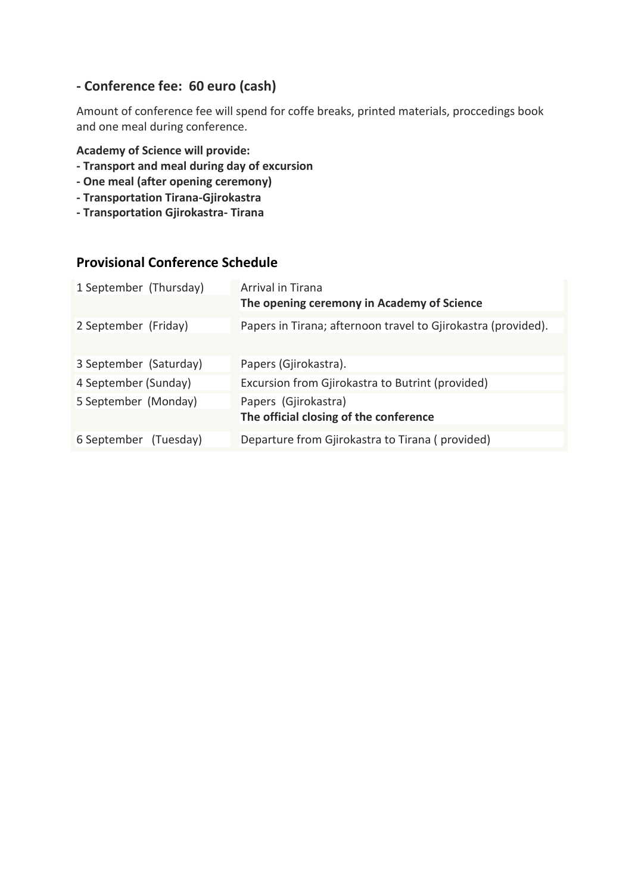## - Conference fee: 60 euro (cash)

Amount of conference fee will spend for coffe breaks, printed materials, proccedings book and one meal during conference.

**Academy of Science will provide:**
**- Transport and meal during day of excursion**
**- One meal (after opening ceremony)**
**- Transportation Tirana-Gjirokastra**
**- Transportation Gjirokastra- Tirana**

## Provisional Conference Schedule

| | |
|---|---|
| 1 September (Thursday) | Arrival in Tirana<br>**The opening ceremony in Academy of Science** |
| 2 September (Friday) | Papers in Tirana; afternoon travel to Gjirokastra (provided). |
| 3 September (Saturday) | Papers (Gjirokastra). |
| 4 September (Sunday) | Excursion from Gjirokastra to Butrint (provided) |
| 5 September (Monday) | Papers (Gjirokastra)<br>**The official closing of the conference** |
| 6 September (Tuesday) | Departure from Gjirokastra to Tirana ( provided) |